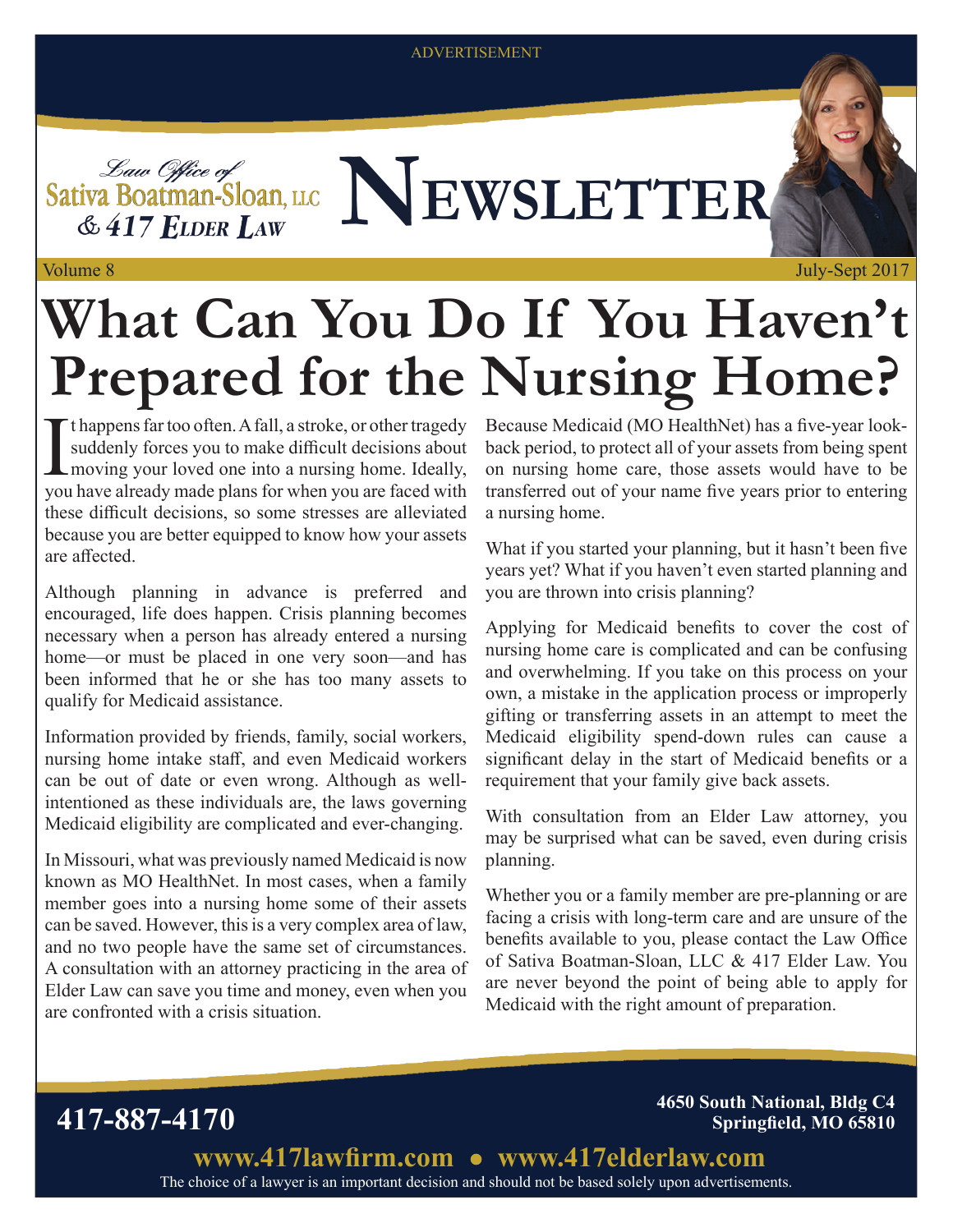ADVERTISEMENT

Law Office of Sativa Boatman-Sloan, LLC & 417 Elder Law

# NEWSLETTER

Volume 8 — July-Sept 2017

# What Can You Do If You Haven't Prepared for the Nursing Home?

It happens far too often. A fall, a stroke, or other tragedy suddenly forces you to make difficult decisions about moving your loved one into a nursing home. Ideally, you have already made plans for when you are faced with these difficult decisions, so some stresses are alleviated because you are better equipped to know how your assets are affected.

Although planning in advance is preferred and encouraged, life does happen. Crisis planning becomes necessary when a person has already entered a nursing home—or must be placed in one very soon—and has been informed that he or she has too many assets to qualify for Medicaid assistance.

Information provided by friends, family, social workers, nursing home intake staff, and even Medicaid workers can be out of date or even wrong. Although as well-intentioned as these individuals are, the laws governing Medicaid eligibility are complicated and ever-changing.

In Missouri, what was previously named Medicaid is now known as MO HealthNet. In most cases, when a family member goes into a nursing home some of their assets can be saved. However, this is a very complex area of law, and no two people have the same set of circumstances. A consultation with an attorney practicing in the area of Elder Law can save you time and money, even when you are confronted with a crisis situation.

Because Medicaid (MO HealthNet) has a five-year look-back period, to protect all of your assets from being spent on nursing home care, those assets would have to be transferred out of your name five years prior to entering a nursing home.

What if you started your planning, but it hasn't been five years yet? What if you haven't even started planning and you are thrown into crisis planning?

Applying for Medicaid benefits to cover the cost of nursing home care is complicated and can be confusing and overwhelming. If you take on this process on your own, a mistake in the application process or improperly gifting or transferring assets in an attempt to meet the Medicaid eligibility spend-down rules can cause a significant delay in the start of Medicaid benefits or a requirement that your family give back assets.

With consultation from an Elder Law attorney, you may be surprised what can be saved, even during crisis planning.

Whether you or a family member are pre-planning or are facing a crisis with long-term care and are unsure of the benefits available to you, please contact the Law Office of Sativa Boatman-Sloan, LLC & 417 Elder Law. You are never beyond the point of being able to apply for Medicaid with the right amount of preparation.

**417-887-4170**

**4650 South National, Bldg C4**
**Springfield, MO 65810**

**www.417lawfirm.com • www.417elderlaw.com**

The choice of a lawyer is an important decision and should not be based solely upon advertisements.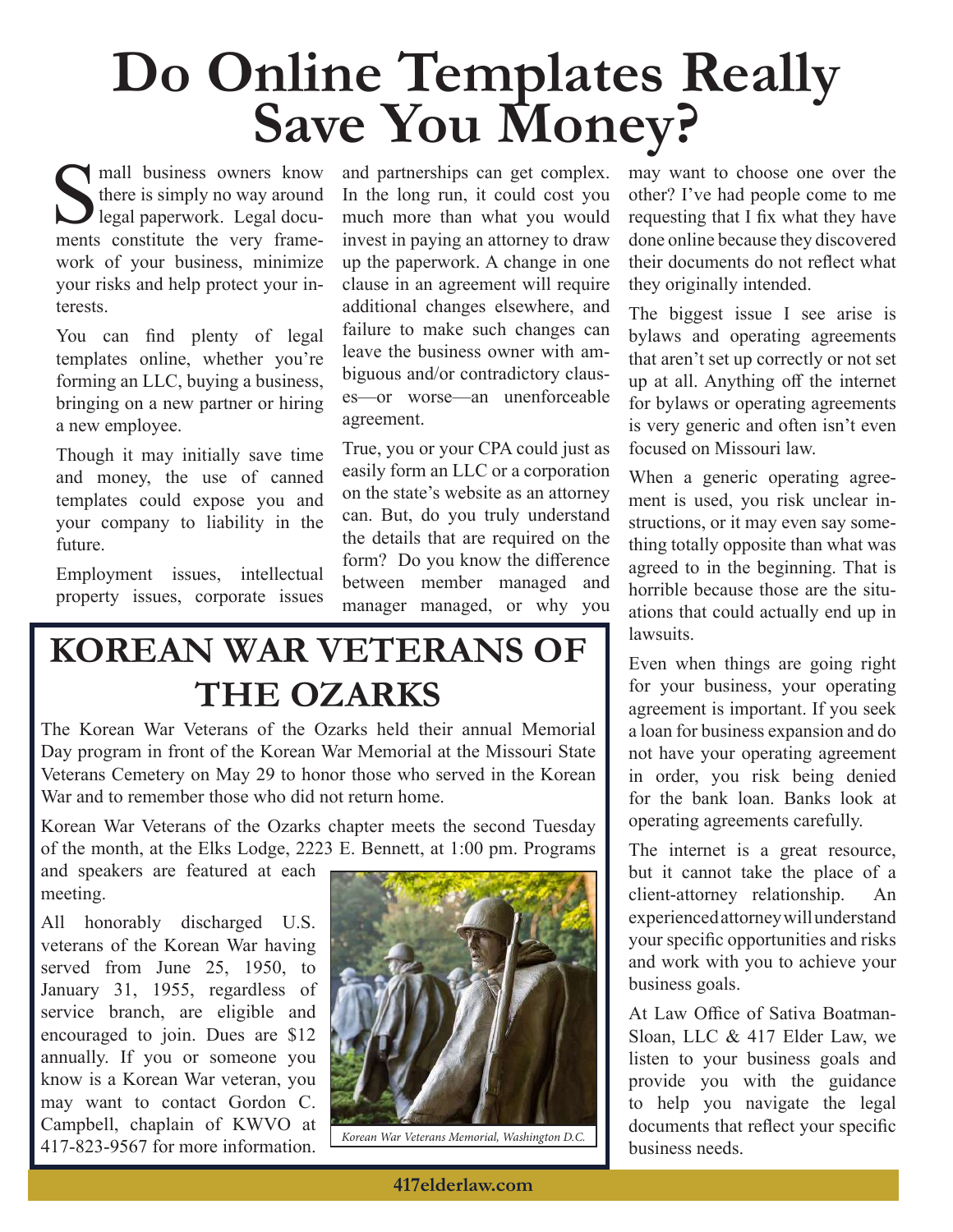# Do Online Templates Really Save You Money?

Small business owners know there is simply no way around legal paperwork. Legal documents constitute the very framework of your business, minimize your risks and help protect your interests.

You can find plenty of legal templates online, whether you're forming an LLC, buying a business, bringing on a new partner or hiring a new employee.

Though it may initially save time and money, the use of canned templates could expose you and your company to liability in the future.

Employment issues, intellectual property issues, corporate issues and partnerships can get complex. In the long run, it could cost you much more than what you would invest in paying an attorney to draw up the paperwork. A change in one clause in an agreement will require additional changes elsewhere, and failure to make such changes can leave the business owner with ambiguous and/or contradictory clauses—or worse—an unenforceable agreement.

True, you or your CPA could just as easily form an LLC or a corporation on the state's website as an attorney can. But, do you truly understand the details that are required on the form? Do you know the difference between member managed and manager managed, or why you may want to choose one over the other? I've had people come to me requesting that I fix what they have done online because they discovered their documents do not reflect what they originally intended.

The biggest issue I see arise is bylaws and operating agreements that aren't set up correctly or not set up at all. Anything off the internet for bylaws or operating agreements is very generic and often isn't even focused on Missouri law.

When a generic operating agreement is used, you risk unclear instructions, or it may even say something totally opposite than what was agreed to in the beginning. That is horrible because those are the situations that could actually end up in lawsuits.

Even when things are going right for your business, your operating agreement is important. If you seek a loan for business expansion and do not have your operating agreement in order, you risk being denied for the bank loan. Banks look at operating agreements carefully.

The internet is a great resource, but it cannot take the place of a client-attorney relationship. An experienced attorney will understand your specific opportunities and risks and work with you to achieve your business goals.

At Law Office of Sativa Boatman-Sloan, LLC & 417 Elder Law, we listen to your business goals and provide you with the guidance to help you navigate the legal documents that reflect your specific business needs.

## KOREAN WAR VETERANS OF THE OZARKS

The Korean War Veterans of the Ozarks held their annual Memorial Day program in front of the Korean War Memorial at the Missouri State Veterans Cemetery on May 29 to honor those who served in the Korean War and to remember those who did not return home.

Korean War Veterans of the Ozarks chapter meets the second Tuesday of the month, at the Elks Lodge, 2223 E. Bennett, at 1:00 pm. Programs and speakers are featured at each meeting.

All honorably discharged U.S. veterans of the Korean War having served from June 25, 1950, to January 31, 1955, regardless of service branch, are eligible and encouraged to join. Dues are $12 annually. If you or someone you know is a Korean War veteran, you may want to contact Gordon C. Campbell, chaplain of KWVO at 417-823-9567 for more information.

*Korean War Veterans Memorial, Washington D.C.*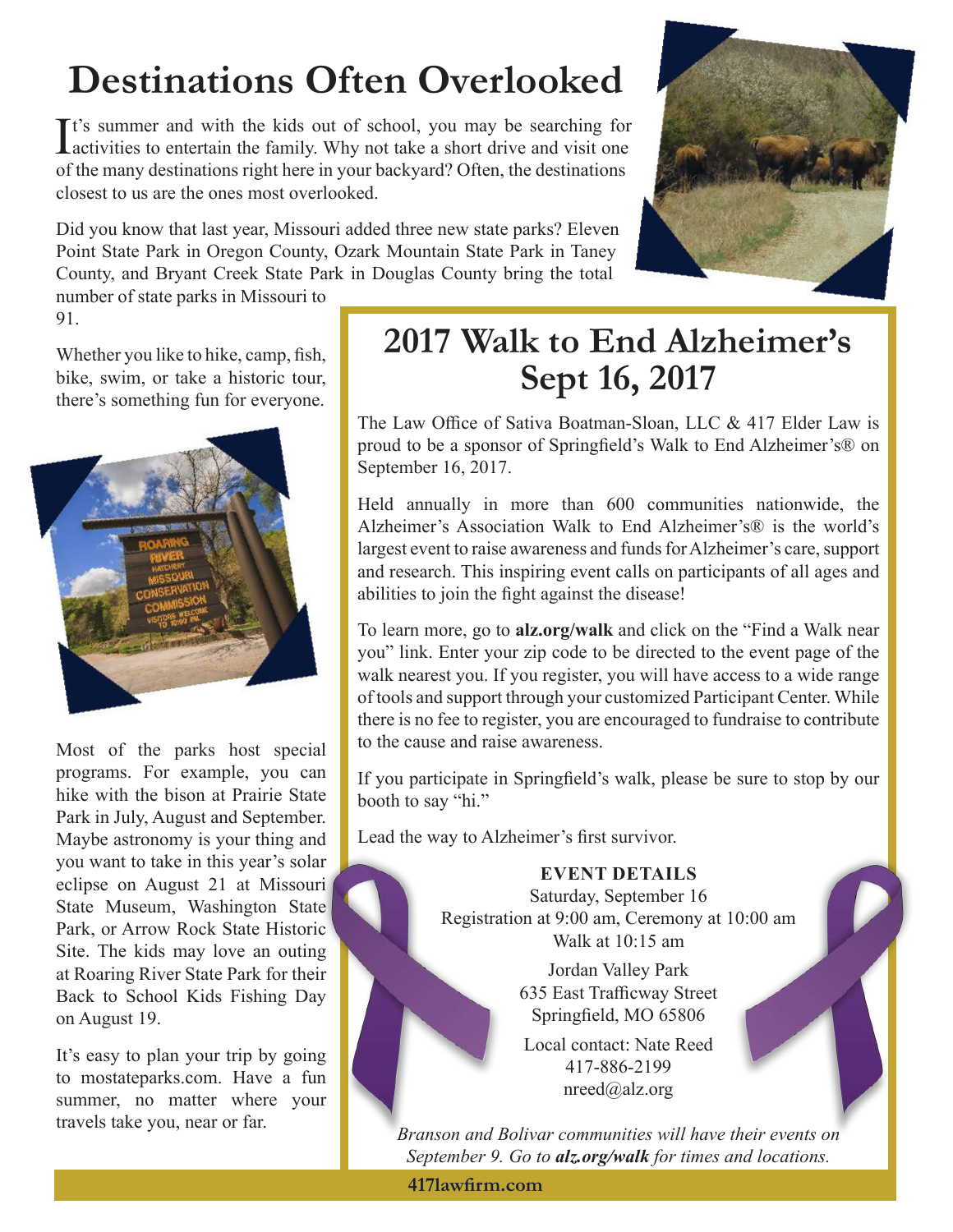# Destinations Often Overlooked

It's summer and with the kids out of school, you may be searching for activities to entertain the family. Why not take a short drive and visit one of the many destinations right here in your backyard? Often, the destinations closest to us are the ones most overlooked.

Did you know that last year, Missouri added three new state parks? Eleven Point State Park in Oregon County, Ozark Mountain State Park in Taney County, and Bryant Creek State Park in Douglas County bring the total number of state parks in Missouri to 91.

Whether you like to hike, camp, fish, bike, swim, or take a historic tour, there's something fun for everyone.

Most of the parks host special programs. For example, you can hike with the bison at Prairie State Park in July, August and September. Maybe astronomy is your thing and you want to take in this year's solar eclipse on August 21 at Missouri State Museum, Washington State Park, or Arrow Rock State Historic Site. The kids may love an outing at Roaring River State Park for their Back to School Kids Fishing Day on August 19.

It's easy to plan your trip by going to mostateparks.com. Have a fun summer, no matter where your travels take you, near or far.

## 2017 Walk to End Alzheimer's Sept 16, 2017

The Law Office of Sativa Boatman-Sloan, LLC & 417 Elder Law is proud to be a sponsor of Springfield's Walk to End Alzheimer's® on September 16, 2017.

Held annually in more than 600 communities nationwide, the Alzheimer's Association Walk to End Alzheimer's® is the world's largest event to raise awareness and funds for Alzheimer's care, support and research. This inspiring event calls on participants of all ages and abilities to join the fight against the disease!

To learn more, go to **alz.org/walk** and click on the "Find a Walk near you" link. Enter your zip code to be directed to the event page of the walk nearest you. If you register, you will have access to a wide range of tools and support through your customized Participant Center. While there is no fee to register, you are encouraged to fundraise to contribute to the cause and raise awareness.

If you participate in Springfield's walk, please be sure to stop by our booth to say "hi."

Lead the way to Alzheimer's first survivor.

**EVENT DETAILS**

Saturday, September 16
Registration at 9:00 am, Ceremony at 10:00 am
Walk at 10:15 am

Jordan Valley Park
635 East Trafficway Street
Springfield, MO 65806

Local contact: Nate Reed
417-886-2199
nreed@alz.org

*Branson and Bolivar communities will have their events on September 9. Go to **alz.org/walk** for times and locations.*

**417lawfirm.com**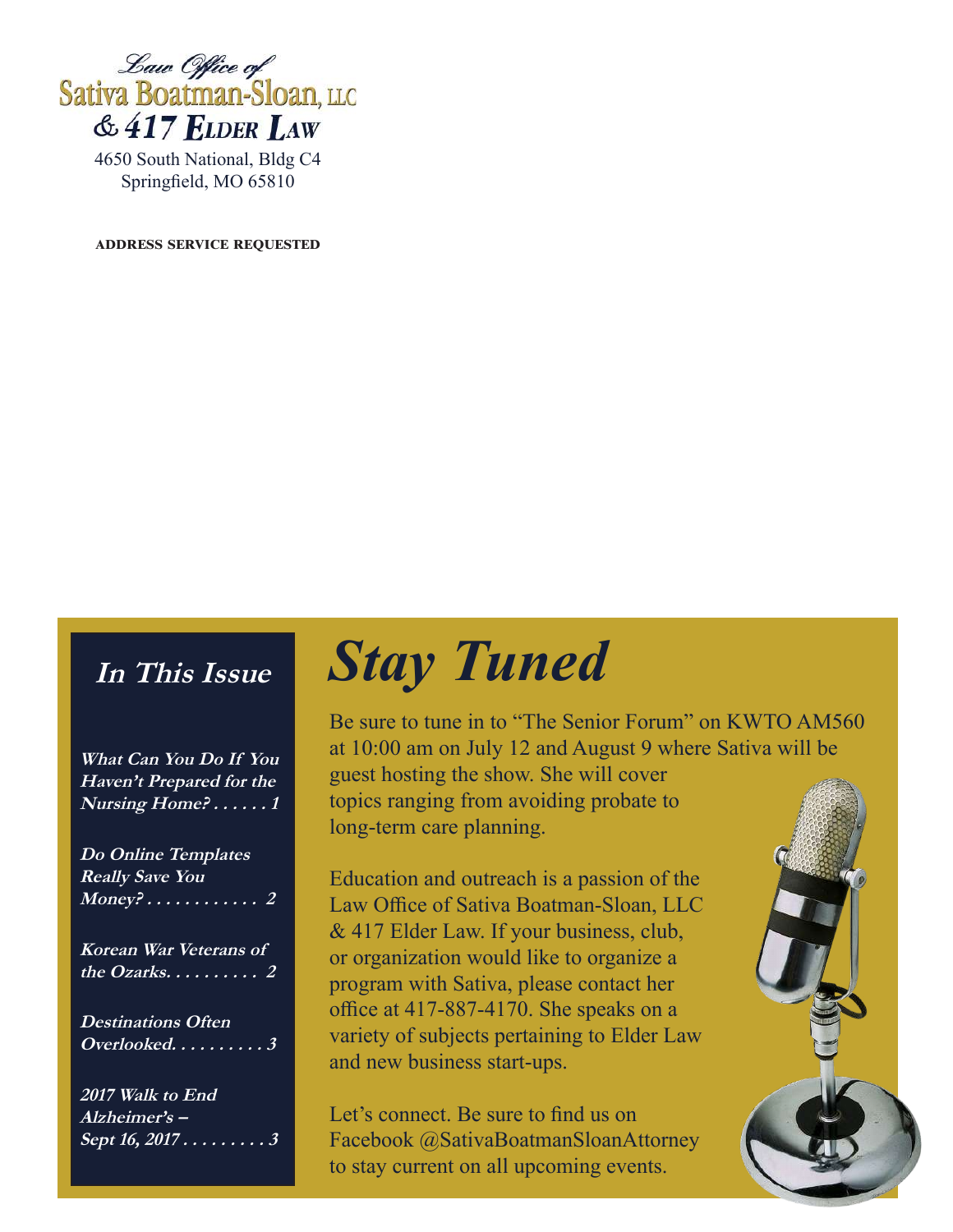Law Office of
Sativa Boatman-Sloan, LLC
& 417 Elder Law

4650 South National, Bldg C4
Springfield, MO 65810

**ADDRESS SERVICE REQUESTED**

## *In This Issue*

***What Can You Do If You Haven't Prepared for the Nursing Home? . . . . . . 1***

***Do Online Templates Really Save You Money? . . . . . . . . . . . . 2***

***Korean War Veterans of the Ozarks. . . . . . . . . . 2***

***Destinations Often Overlooked. . . . . . . . . . 3***

***2017 Walk to End Alzheimer's – Sept 16, 2017 . . . . . . . . . 3***

# *Stay Tuned*

Be sure to tune in to "The Senior Forum" on KWTO AM560 at 10:00 am on July 12 and August 9 where Sativa will be guest hosting the show. She will cover topics ranging from avoiding probate to long-term care planning.

Education and outreach is a passion of the Law Office of Sativa Boatman-Sloan, LLC & 417 Elder Law. If your business, club, or organization would like to organize a program with Sativa, please contact her office at 417-887-4170. She speaks on a variety of subjects pertaining to Elder Law and new business start-ups.

Let's connect. Be sure to find us on Facebook @SativaBoatmanSloanAttorney to stay current on all upcoming events.